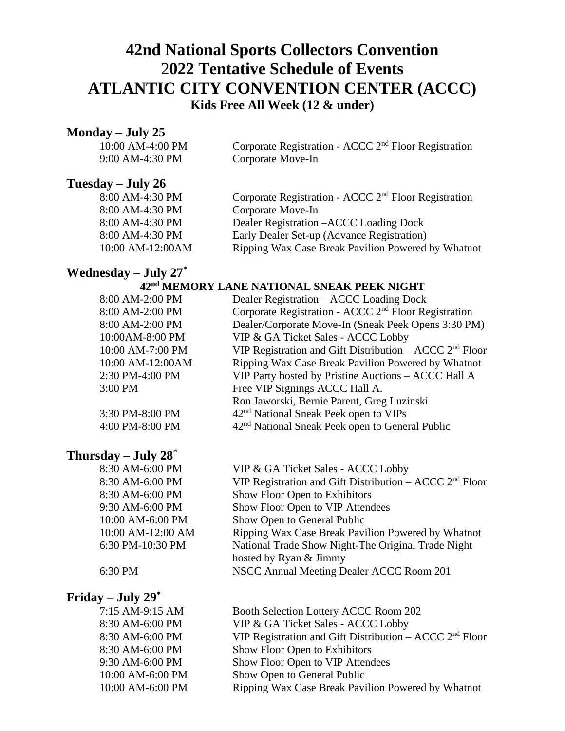# 42nd National Sports Collectors Convention
# 2022 Tentative Schedule of Events
# ATLANTIC CITY CONVENTION CENTER (ACCC)
### Kids Free All Week (12 & under)

## Monday – July 25

| | |
|---|---|
| 10:00 AM-4:00 PM | Corporate Registration - ACCC 2nd Floor Registration |
| 9:00 AM-4:30 PM | Corporate Move-In |

## Tuesday – July 26

| | |
|---|---|
| 8:00 AM-4:30 PM | Corporate Registration - ACCC 2nd Floor Registration |
| 8:00 AM-4:30 PM | Corporate Move-In |
| 8:00 AM-4:30 PM | Dealer Registration –ACCC Loading Dock |
| 8:00 AM-4:30 PM | Early Dealer Set-up (Advance Registration) |
| 10:00 AM-12:00AM | Ripping Wax Case Break Pavilion Powered by Whatnot |

## Wednesday – July 27*

**42nd MEMORY LANE NATIONAL SNEAK PEEK NIGHT**

| | |
|---|---|
| 8:00 AM-2:00 PM | Dealer Registration – ACCC Loading Dock |
| 8:00 AM-2:00 PM | Corporate Registration - ACCC 2nd Floor Registration |
| 8:00 AM-2:00 PM | Dealer/Corporate Move-In (Sneak Peek Opens 3:30 PM) |
| 10:00AM-8:00 PM | VIP & GA Ticket Sales - ACCC Lobby |
| 10:00 AM-7:00 PM | VIP Registration and Gift Distribution – ACCC 2nd Floor |
| 10:00 AM-12:00AM | Ripping Wax Case Break Pavilion Powered by Whatnot |
| 2:30 PM-4:00 PM | VIP Party hosted by Pristine Auctions – ACCC Hall A |
| 3:00 PM | Free VIP Signings ACCC Hall A. Ron Jaworski, Bernie Parent, Greg Luzinski |
| 3:30 PM-8:00 PM | 42nd National Sneak Peek open to VIPs |
| 4:00 PM-8:00 PM | 42nd National Sneak Peek open to General Public |

## Thursday – July 28*

| | |
|---|---|
| 8:30 AM-6:00 PM | VIP & GA Ticket Sales - ACCC Lobby |
| 8:30 AM-6:00 PM | VIP Registration and Gift Distribution – ACCC 2nd Floor |
| 8:30 AM-6:00 PM | Show Floor Open to Exhibitors |
| 9:30 AM-6:00 PM | Show Floor Open to VIP Attendees |
| 10:00 AM-6:00 PM | Show Open to General Public |
| 10:00 AM-12:00 AM | Ripping Wax Case Break Pavilion Powered by Whatnot |
| 6:30 PM-10:30 PM | National Trade Show Night-The Original Trade Night hosted by Ryan & Jimmy |
| 6:30 PM | NSCC Annual Meeting Dealer ACCC Room 201 |

## Friday – July 29*

| | |
|---|---|
| 7:15 AM-9:15 AM | Booth Selection Lottery ACCC Room 202 |
| 8:30 AM-6:00 PM | VIP & GA Ticket Sales - ACCC Lobby |
| 8:30 AM-6:00 PM | VIP Registration and Gift Distribution – ACCC 2nd Floor |
| 8:30 AM-6:00 PM | Show Floor Open to Exhibitors |
| 9:30 AM-6:00 PM | Show Floor Open to VIP Attendees |
| 10:00 AM-6:00 PM | Show Open to General Public |
| 10:00 AM-6:00 PM | Ripping Wax Case Break Pavilion Powered by Whatnot |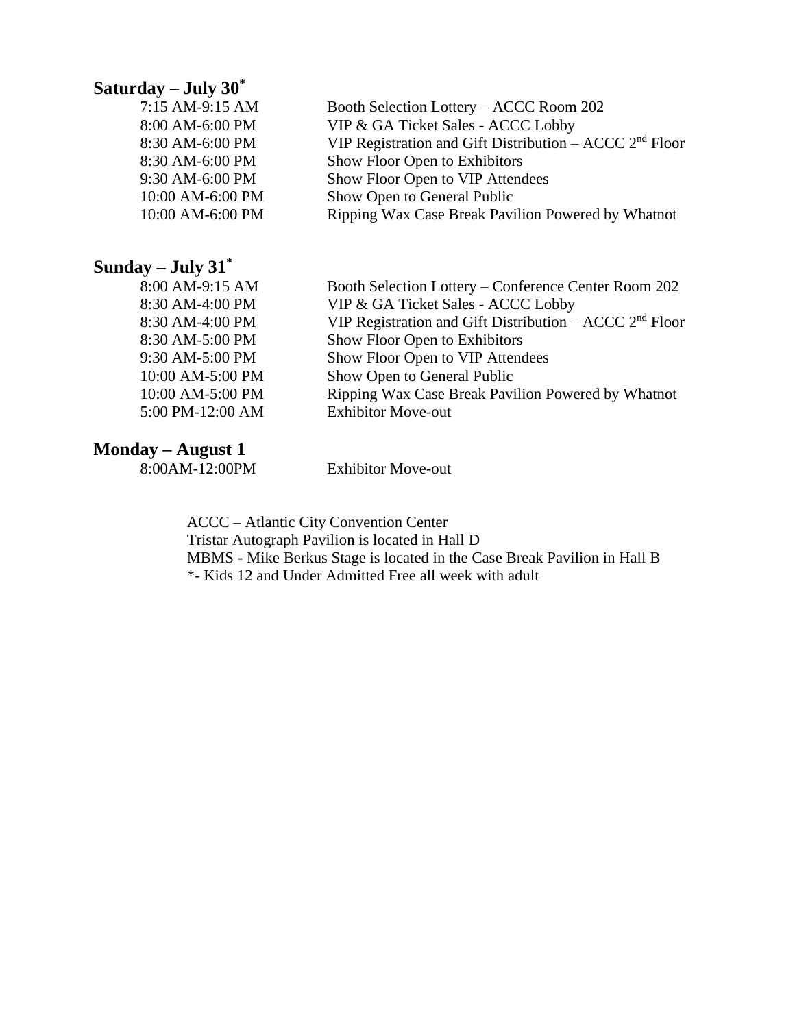## Saturday – July 30*

| | |
|---|---|
| 7:15 AM-9:15 AM | Booth Selection Lottery – ACCC Room 202 |
| 8:00 AM-6:00 PM | VIP & GA Ticket Sales - ACCC Lobby |
| 8:30 AM-6:00 PM | VIP Registration and Gift Distribution – ACCC 2nd Floor |
| 8:30 AM-6:00 PM | Show Floor Open to Exhibitors |
| 9:30 AM-6:00 PM | Show Floor Open to VIP Attendees |
| 10:00 AM-6:00 PM | Show Open to General Public |
| 10:00 AM-6:00 PM | Ripping Wax Case Break Pavilion Powered by Whatnot |

## Sunday – July 31*

| | |
|---|---|
| 8:00 AM-9:15 AM | Booth Selection Lottery – Conference Center Room 202 |
| 8:30 AM-4:00 PM | VIP & GA Ticket Sales - ACCC Lobby |
| 8:30 AM-4:00 PM | VIP Registration and Gift Distribution – ACCC 2nd Floor |
| 8:30 AM-5:00 PM | Show Floor Open to Exhibitors |
| 9:30 AM-5:00 PM | Show Floor Open to VIP Attendees |
| 10:00 AM-5:00 PM | Show Open to General Public |
| 10:00 AM-5:00 PM | Ripping Wax Case Break Pavilion Powered by Whatnot |
| 5:00 PM-12:00 AM | Exhibitor Move-out |

## Monday – August 1

| | |
|---|---|
| 8:00AM-12:00PM | Exhibitor Move-out |

ACCC – Atlantic City Convention Center
Tristar Autograph Pavilion is located in Hall D
MBMS - Mike Berkus Stage is located in the Case Break Pavilion in Hall B
*- Kids 12 and Under Admitted Free all week with adult